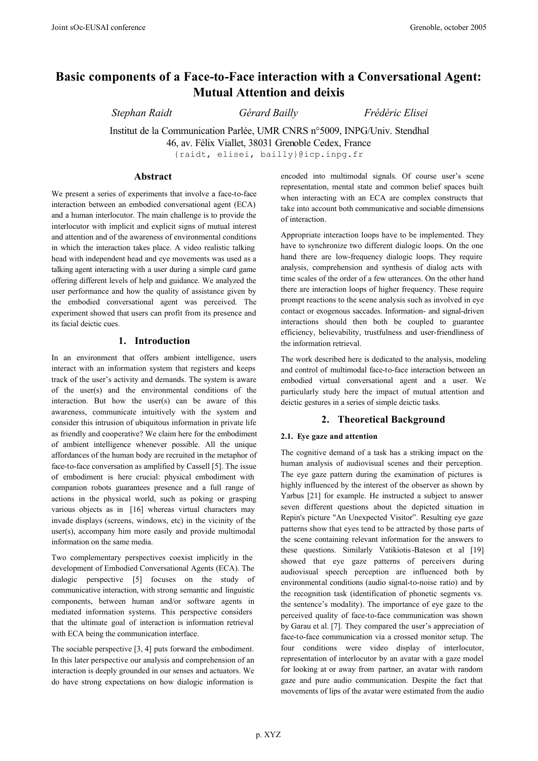# Basic components of a Face-to-Face interaction with a Conversational Agent: Mutual Attention and deixis

*Stephan Raidt* *Gérard Bailly* *Frédéric Elisei*

Institut de la Communication Parlée, UMR CNRS n°5009, INPG/Univ. Stendhal
46, av. Félix Viallet, 38031 Grenoble Cedex, France
{raidt, elisei, bailly}@icp.inpg.fr

## Abstract

We present a series of experiments that involve a face-to-face interaction between an embodied conversational agent (ECA) and a human interlocutor. The main challenge is to provide the interlocutor with implicit and explicit signs of mutual interest and attention and of the awareness of environmental conditions in which the interaction takes place. A video realistic talking head with independent head and eye movements was used as a talking agent interacting with a user during a simple card game offering different levels of help and guidance. We analyzed the user performance and how the quality of assistance given by the embodied conversational agent was perceived. The experiment showed that users can profit from its presence and its facial deictic cues.

## 1. Introduction

In an environment that offers ambient intelligence, users interact with an information system that registers and keeps track of the user's activity and demands. The system is aware of the user(s) and the environmental conditions of the interaction. But how the user(s) can be aware of this awareness, communicate intuitively with the system and consider this intrusion of ubiquitous information in private life as friendly and cooperative? We claim here for the embodiment of ambient intelligence whenever possible. All the unique affordances of the human body are recruited in the metaphor of face-to-face conversation as amplified by Cassell [5]. The issue of embodiment is here crucial: physical embodiment with companion robots guarantees presence and a full range of actions in the physical world, such as poking or grasping various objects as in [16] whereas virtual characters may invade displays (screens, windows, etc) in the vicinity of the user(s), accompany him more easily and provide multimodal information on the same media.

Two complementary perspectives coexist implicitly in the development of Embodied Conversational Agents (ECA). The dialogic perspective [5] focuses on the study of communicative interaction, with strong semantic and linguistic components, between human and/or software agents in mediated information systems. This perspective considers that the ultimate goal of interaction is information retrieval with ECA being the communication interface.

The sociable perspective [3, 4] puts forward the embodiment. In this later perspective our analysis and comprehension of an interaction is deeply grounded in our senses and actuators. We do have strong expectations on how dialogic information is encoded into multimodal signals. Of course user's scene representation, mental state and common belief spaces built when interacting with an ECA are complex constructs that take into account both communicative and sociable dimensions of interaction.

Appropriate interaction loops have to be implemented. They have to synchronize two different dialogic loops. On the one hand there are low-frequency dialogic loops. They require analysis, comprehension and synthesis of dialog acts with time scales of the order of a few utterances. On the other hand there are interaction loops of higher frequency. These require prompt reactions to the scene analysis such as involved in eye contact or exogenous saccades. Information- and signal-driven interactions should then both be coupled to guarantee efficiency, believability, trustfulness and user-friendliness of the information retrieval.

The work described here is dedicated to the analysis, modeling and control of multimodal face-to-face interaction between an embodied virtual conversational agent and a user. We particularly study here the impact of mutual attention and deictic gestures in a series of simple deictic tasks.

## 2. Theoretical Background

### 2.1. Eye gaze and attention

The cognitive demand of a task has a striking impact on the human analysis of audiovisual scenes and their perception. The eye gaze pattern during the examination of pictures is highly influenced by the interest of the observer as shown by Yarbus [21] for example. He instructed a subject to answer seven different questions about the depicted situation in Repin's picture "An Unexpected Visitor". Resulting eye gaze patterns show that eyes tend to be attracted by those parts of the scene containing relevant information for the answers to these questions. Similarly Vatikiotis-Bateson et al [19] showed that eye gaze patterns of perceivers during audiovisual speech perception are influenced both by environmental conditions (audio signal-to-noise ratio) and by the recognition task (identification of phonetic segments vs. the sentence's modality). The importance of eye gaze to the perceived quality of face-to-face communication was shown by Garau et al. [7]. They compared the user's appreciation of face-to-face communication via a crossed monitor setup. The four conditions were video display of interlocutor, representation of interlocutor by an avatar with a gaze model for looking at or away from partner, an avatar with random gaze and pure audio communication. Despite the fact that movements of lips of the avatar were estimated from the audio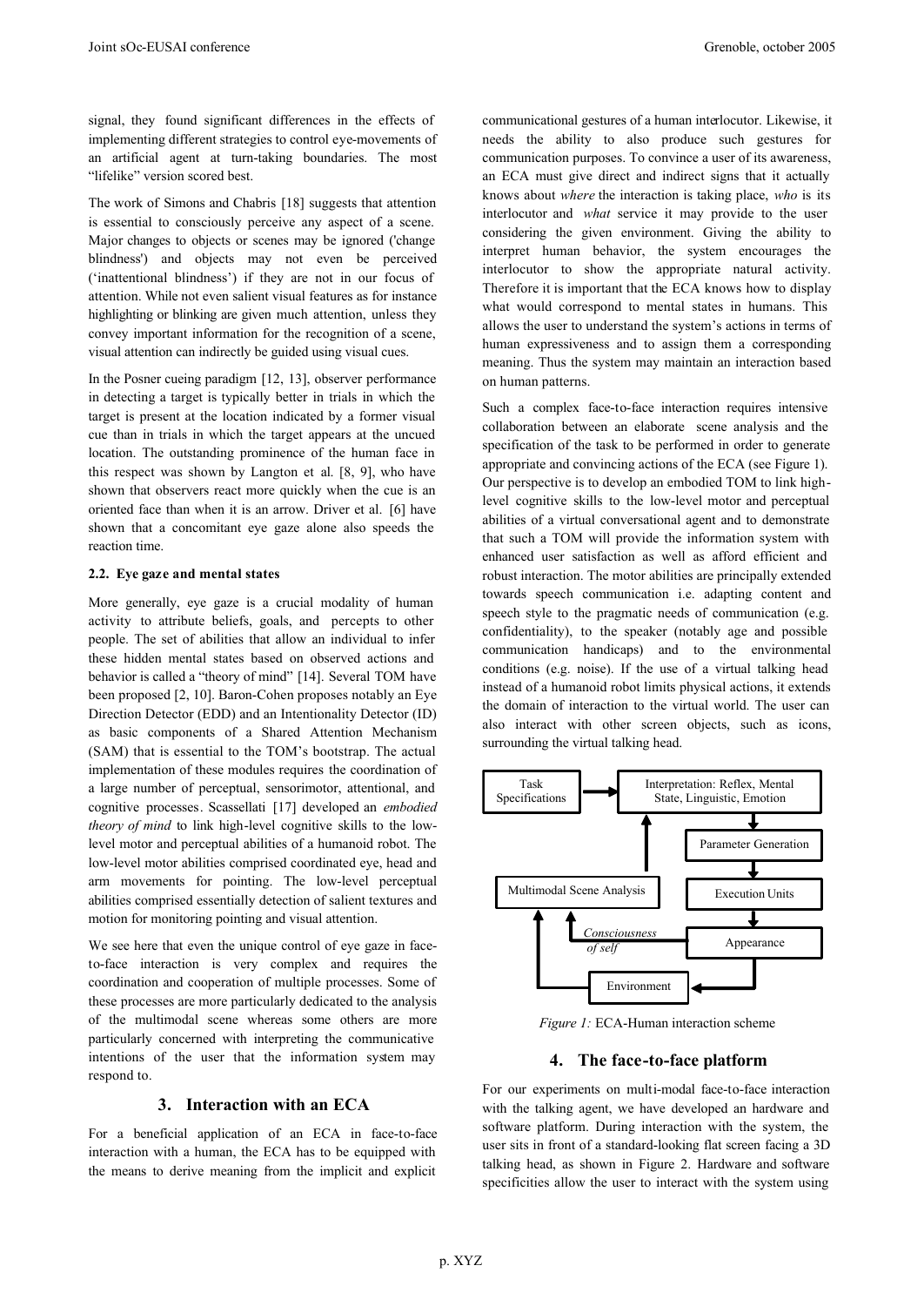signal, they found significant differences in the effects of implementing different strategies to control eye-movements of an artificial agent at turn-taking boundaries. The most "lifelike" version scored best.

The work of Simons and Chabris [18] suggests that attention is essential to consciously perceive any aspect of a scene. Major changes to objects or scenes may be ignored ('change blindness') and objects may not even be perceived ('inattentional blindness') if they are not in our focus of attention. While not even salient visual features as for instance highlighting or blinking are given much attention, unless they convey important information for the recognition of a scene, visual attention can indirectly be guided using visual cues.

In the Posner cueing paradigm [12, 13], observer performance in detecting a target is typically better in trials in which the target is present at the location indicated by a former visual cue than in trials in which the target appears at the uncued location. The outstanding prominence of the human face in this respect was shown by Langton et al. [8, 9], who have shown that observers react more quickly when the cue is an oriented face than when it is an arrow. Driver et al. [6] have shown that a concomitant eye gaze alone also speeds the reaction time.

### 2.2. Eye gaze and mental states

More generally, eye gaze is a crucial modality of human activity to attribute beliefs, goals, and percepts to other people. The set of abilities that allow an individual to infer these hidden mental states based on observed actions and behavior is called a "theory of mind" [14]. Several TOM have been proposed [2, 10]. Baron-Cohen proposes notably an Eye Direction Detector (EDD) and an Intentionality Detector (ID) as basic components of a Shared Attention Mechanism (SAM) that is essential to the TOM's bootstrap. The actual implementation of these modules requires the coordination of a large number of perceptual, sensorimotor, attentional, and cognitive processes. Scassellati [17] developed an *embodied theory of mind* to link high-level cognitive skills to the low-level motor and perceptual abilities of a humanoid robot. The low-level motor abilities comprised coordinated eye, head and arm movements for pointing. The low-level perceptual abilities comprised essentially detection of salient textures and motion for monitoring pointing and visual attention.

We see here that even the unique control of eye gaze in face-to-face interaction is very complex and requires the coordination and cooperation of multiple processes. Some of these processes are more particularly dedicated to the analysis of the multimodal scene whereas some others are more particularly concerned with interpreting the communicative intentions of the user that the information system may respond to.

## 3. Interaction with an ECA

For a beneficial application of an ECA in face-to-face interaction with a human, the ECA has to be equipped with the means to derive meaning from the implicit and explicit communicational gestures of a human interlocutor. Likewise, it needs the ability to also produce such gestures for communication purposes. To convince a user of its awareness, an ECA must give direct and indirect signs that it actually knows about *where* the interaction is taking place, *who* is its interlocutor and *what* service it may provide to the user considering the given environment. Giving the ability to interpret human behavior, the system encourages the interlocutor to show the appropriate natural activity. Therefore it is important that the ECA knows how to display what would correspond to mental states in humans. This allows the user to understand the system's actions in terms of human expressiveness and to assign them a corresponding meaning. Thus the system may maintain an interaction based on human patterns.

Such a complex face-to-face interaction requires intensive collaboration between an elaborate scene analysis and the specification of the task to be performed in order to generate appropriate and convincing actions of the ECA (see Figure 1). Our perspective is to develop an embodied TOM to link high-level cognitive skills to the low-level motor and perceptual abilities of a virtual conversational agent and to demonstrate that such a TOM will provide the information system with enhanced user satisfaction as well as afford efficient and robust interaction. The motor abilities are principally extended towards speech communication i.e. adapting content and speech style to the pragmatic needs of communication (e.g. confidentiality), to the speaker (notably age and possible communication handicaps) and to the environmental conditions (e.g. noise). If the use of a virtual talking head instead of a humanoid robot limits physical actions, it extends the domain of interaction to the virtual world. The user can also interact with other screen objects, such as icons, surrounding the virtual talking head.

Task Specifications → Interpretation: Reflex, Mental State, Linguistic, Emotion → Parameter Generation → Execution Units → Appearance → Environment → Multimodal Scene Analysis → Interpretation; Appearance → Multimodal Scene Analysis (*Consciousness of self*)

*Figure 1:* ECA-Human interaction scheme

## 4. The face-to-face platform

For our experiments on multi-modal face-to-face interaction with the talking agent, we have developed an hardware and software platform. During interaction with the system, the user sits in front of a standard-looking flat screen facing a 3D talking head, as shown in Figure 2. Hardware and software specificities allow the user to interact with the system using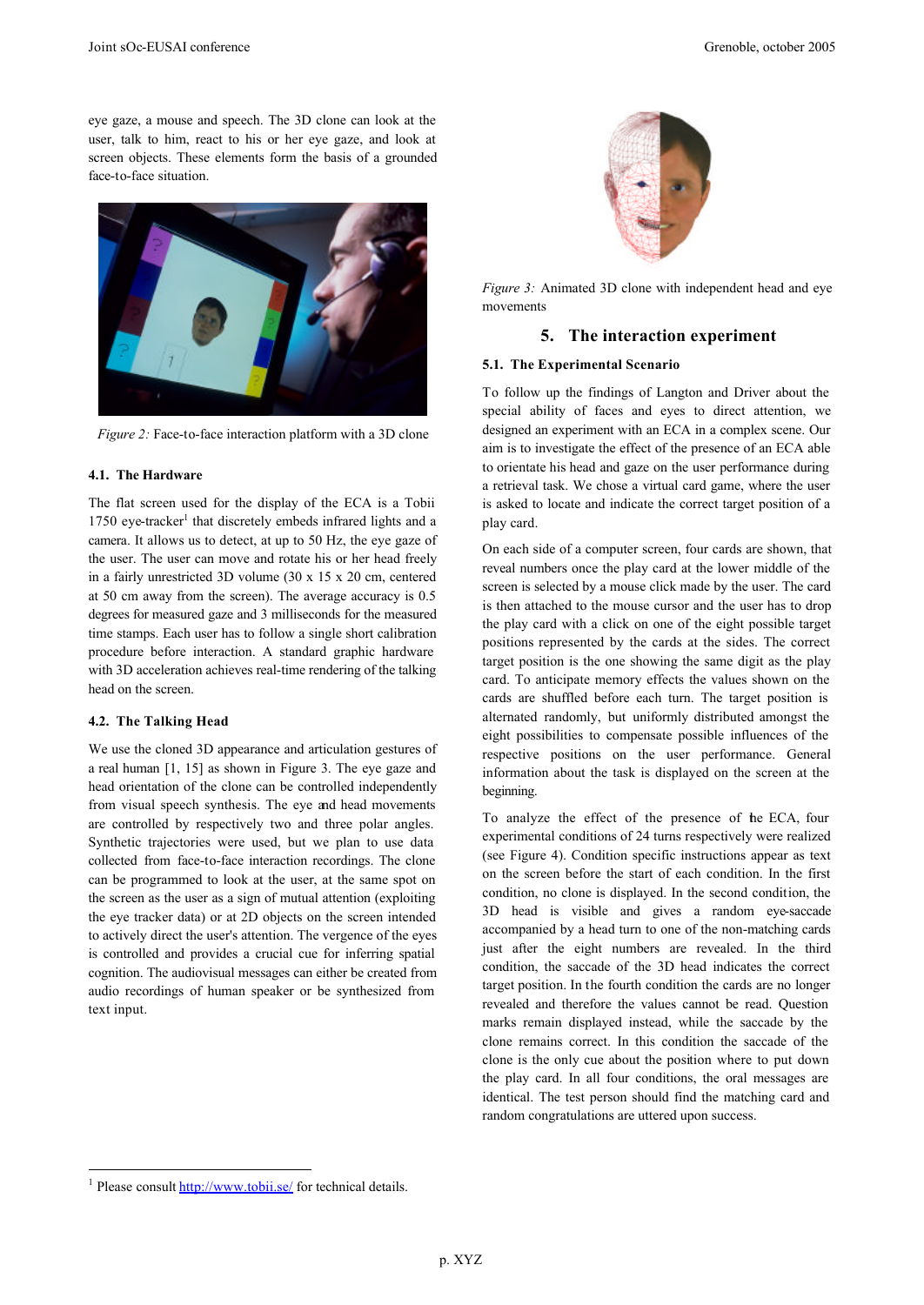eye gaze, a mouse and speech. The 3D clone can look at the user, talk to him, react to his or her eye gaze, and look at screen objects. These elements form the basis of a grounded face-to-face situation.

*Figure 2:* Face-to-face interaction platform with a 3D clone

### 4.1. The Hardware

The flat screen used for the display of the ECA is a Tobii 1750 eye-tracker[1] that discretely embeds infrared lights and a camera. It allows us to detect, at up to 50 Hz, the eye gaze of the user. The user can move and rotate his or her head freely in a fairly unrestricted 3D volume (30 x 15 x 20 cm, centered at 50 cm away from the screen). The average accuracy is 0.5 degrees for measured gaze and 3 milliseconds for the measured time stamps. Each user has to follow a single short calibration procedure before interaction. A standard graphic hardware with 3D acceleration achieves real-time rendering of the talking head on the screen.

### 4.2. The Talking Head

We use the cloned 3D appearance and articulation gestures of a real human [1, 15] as shown in Figure 3. The eye gaze and head orientation of the clone can be controlled independently from visual speech synthesis. The eye and head movements are controlled by respectively two and three polar angles. Synthetic trajectories were used, but we plan to use data collected from face-to-face interaction recordings. The clone can be programmed to look at the user, at the same spot on the screen as the user as a sign of mutual attention (exploiting the eye tracker data) or at 2D objects on the screen intended to actively direct the user's attention. The vergence of the eyes is controlled and provides a crucial cue for inferring spatial cognition. The audiovisual messages can either be created from audio recordings of human speaker or be synthesized from text input.

*Figure 3:* Animated 3D clone with independent head and eye movements

## 5. The interaction experiment

### 5.1. The Experimental Scenario

To follow up the findings of Langton and Driver about the special ability of faces and eyes to direct attention, we designed an experiment with an ECA in a complex scene. Our aim is to investigate the effect of the presence of an ECA able to orientate his head and gaze on the user performance during a retrieval task. We chose a virtual card game, where the user is asked to locate and indicate the correct target position of a play card.

On each side of a computer screen, four cards are shown, that reveal numbers once the play card at the lower middle of the screen is selected by a mouse click made by the user. The card is then attached to the mouse cursor and the user has to drop the play card with a click on one of the eight possible target positions represented by the cards at the sides. The correct target position is the one showing the same digit as the play card. To anticipate memory effects the values shown on the cards are shuffled before each turn. The target position is alternated randomly, but uniformly distributed amongst the eight possibilities to compensate possible influences of the respective positions on the user performance. General information about the task is displayed on the screen at the beginning.

To analyze the effect of the presence of the ECA, four experimental conditions of 24 turns respectively were realized (see Figure 4). Condition specific instructions appear as text on the screen before the start of each condition. In the first condition, no clone is displayed. In the second condition, the 3D head is visible and gives a random eye-saccade accompanied by a head turn to one of the non-matching cards just after the eight numbers are revealed. In the third condition, the saccade of the 3D head indicates the correct target position. In the fourth condition the cards are no longer revealed and therefore the values cannot be read. Question marks remain displayed instead, while the saccade by the clone remains correct. In this condition the saccade of the clone is the only cue about the position where to put down the play card. In all four conditions, the oral messages are identical. The test person should find the matching card and random congratulations are uttered upon success.

[1] Please consult http://www.tobii.se/ for technical details.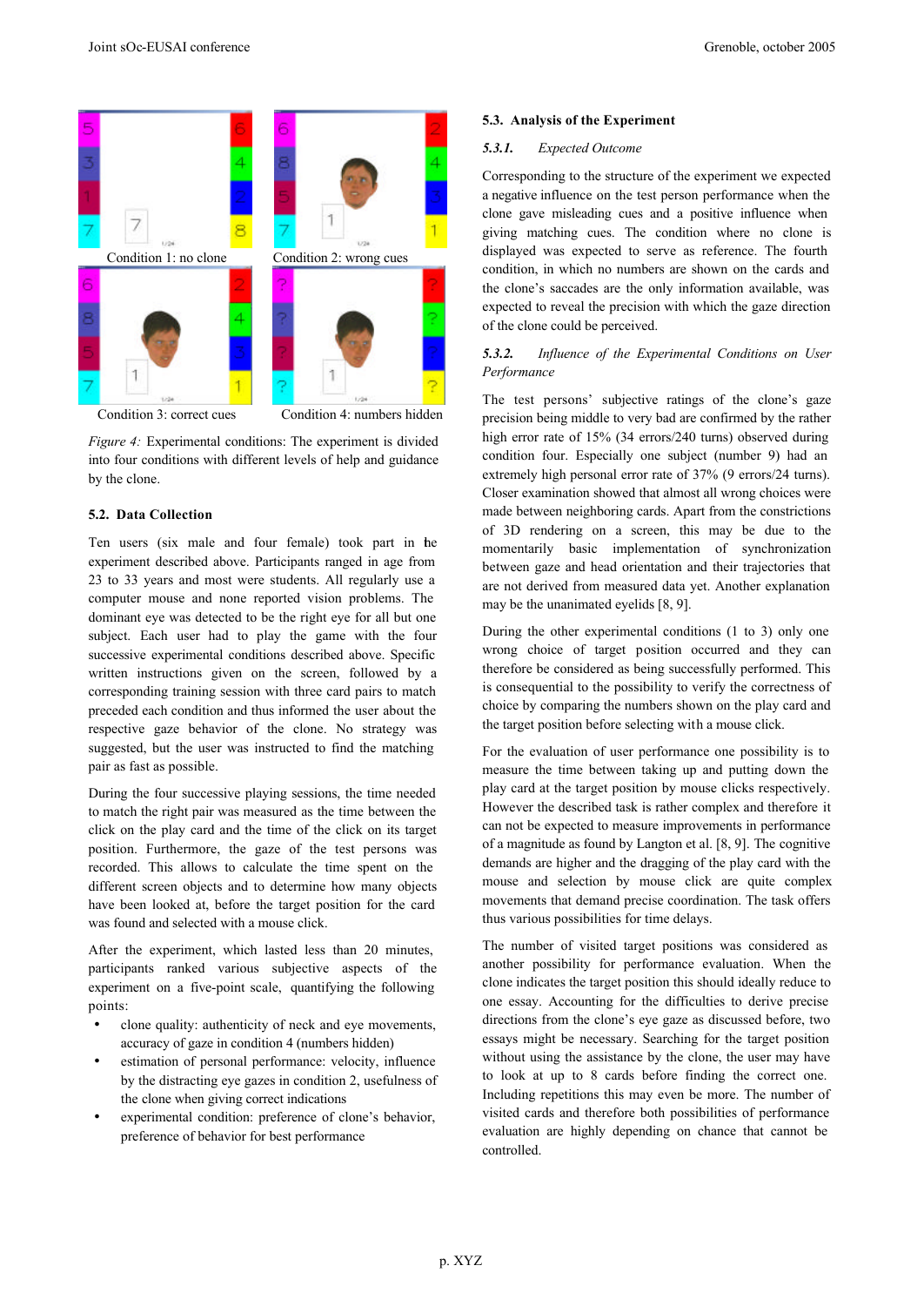Condition 1: no clone

Condition 2: wrong cues

Condition 3: correct cues

Condition 4: numbers hidden

*Figure 4:* Experimental conditions: The experiment is divided into four conditions with different levels of help and guidance by the clone.

### 5.2. Data Collection

Ten users (six male and four female) took part in the experiment described above. Participants ranged in age from 23 to 33 years and most were students. All regularly use a computer mouse and none reported vision problems. The dominant eye was detected to be the right eye for all but one subject. Each user had to play the game with the four successive experimental conditions described above. Specific written instructions given on the screen, followed by a corresponding training session with three card pairs to match preceded each condition and thus informed the user about the respective gaze behavior of the clone. No strategy was suggested, but the user was instructed to find the matching pair as fast as possible.

During the four successive playing sessions, the time needed to match the right pair was measured as the time between the click on the play card and the time of the click on its target position. Furthermore, the gaze of the test persons was recorded. This allows to calculate the time spent on the different screen objects and to determine how many objects have been looked at, before the target position for the card was found and selected with a mouse click.

After the experiment, which lasted less than 20 minutes, participants ranked various subjective aspects of the experiment on a five-point scale, quantifying the following points:

- clone quality: authenticity of neck and eye movements, accuracy of gaze in condition 4 (numbers hidden)
- estimation of personal performance: velocity, influence by the distracting eye gazes in condition 2, usefulness of the clone when giving correct indications
- experimental condition: preference of clone's behavior, preference of behavior for best performance

### 5.3. Analysis of the Experiment

#### 5.3.1. *Expected Outcome*

Corresponding to the structure of the experiment we expected a negative influence on the test person performance when the clone gave misleading cues and a positive influence when giving matching cues. The condition where no clone is displayed was expected to serve as reference. The fourth condition, in which no numbers are shown on the cards and the clone's saccades are the only information available, was expected to reveal the precision with which the gaze direction of the clone could be perceived.

#### 5.3.2. *Influence of the Experimental Conditions on User Performance*

The test persons' subjective ratings of the clone's gaze precision being middle to very bad are confirmed by the rather high error rate of 15% (34 errors/240 turns) observed during condition four. Especially one subject (number 9) had an extremely high personal error rate of 37% (9 errors/24 turns). Closer examination showed that almost all wrong choices were made between neighboring cards. Apart from the constrictions of 3D rendering on a screen, this may be due to the momentarily basic implementation of synchronization between gaze and head orientation and their trajectories that are not derived from measured data yet. Another explanation may be the unanimated eyelids [8, 9].

During the other experimental conditions (1 to 3) only one wrong choice of target position occurred and they can therefore be considered as being successfully performed. This is consequential to the possibility to verify the correctness of choice by comparing the numbers shown on the play card and the target position before selecting with a mouse click.

For the evaluation of user performance one possibility is to measure the time between taking up and putting down the play card at the target position by mouse clicks respectively. However the described task is rather complex and therefore it can not be expected to measure improvements in performance of a magnitude as found by Langton et al. [8, 9]. The cognitive demands are higher and the dragging of the play card with the mouse and selection by mouse click are quite complex movements that demand precise coordination. The task offers thus various possibilities for time delays.

The number of visited target positions was considered as another possibility for performance evaluation. When the clone indicates the target position this should ideally reduce to one essay. Accounting for the difficulties to derive precise directions from the clone's eye gaze as discussed before, two essays might be necessary. Searching for the target position without using the assistance by the clone, the user may have to look at up to 8 cards before finding the correct one. Including repetitions this may even be more. The number of visited cards and therefore both possibilities of performance evaluation are highly depending on chance that cannot be controlled.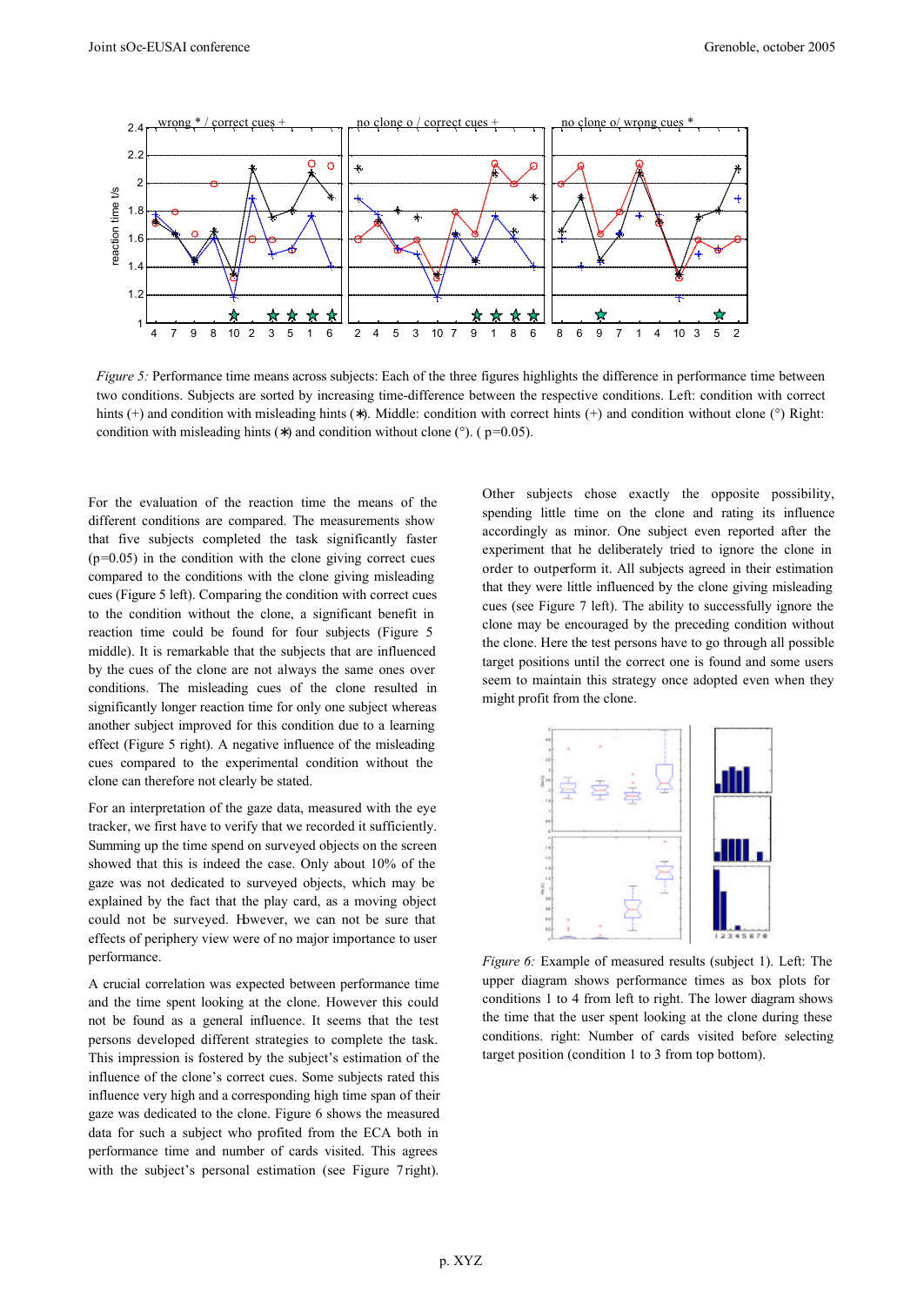*Figure 5:* Performance time means across subjects: Each of the three figures highlights the difference in performance time between two conditions. Subjects are sorted by increasing time-difference between the respective conditions. Left: condition with correct hints (+) and condition with misleading hints (∗). Middle: condition with correct hints (+) and condition without clone (°) Right: condition with misleading hints (∗) and condition without clone (°). ( p=0.05).

For the evaluation of the reaction time the means of the different conditions are compared. The measurements show that five subjects completed the task significantly faster (p=0.05) in the condition with the clone giving correct cues compared to the conditions with the clone giving misleading cues (Figure 5 left). Comparing the condition with correct cues to the condition without the clone, a significant benefit in reaction time could be found for four subjects (Figure 5 middle). It is remarkable that the subjects that are influenced by the cues of the clone are not always the same ones over conditions. The misleading cues of the clone resulted in significantly longer reaction time for only one subject whereas another subject improved for this condition due to a learning effect (Figure 5 right). A negative influence of the misleading cues compared to the experimental condition without the clone can therefore not clearly be stated.

For an interpretation of the gaze data, measured with the eye tracker, we first have to verify that we recorded it sufficiently. Summing up the time spend on surveyed objects on the screen showed that this is indeed the case. Only about 10% of the gaze was not dedicated to surveyed objects, which may be explained by the fact that the play card, as a moving object could not be surveyed. However, we can not be sure that effects of periphery view were of no major importance to user performance.

A crucial correlation was expected between performance time and the time spent looking at the clone. However this could not be found as a general influence. It seems that the test persons developed different strategies to complete the task. This impression is fostered by the subject's estimation of the influence of the clone's correct cues. Some subjects rated this influence very high and a corresponding high time span of their gaze was dedicated to the clone. Figure 6 shows the measured data for such a subject who profited from the ECA both in performance time and number of cards visited. This agrees with the subject's personal estimation (see Figure 7 right).

Other subjects chose exactly the opposite possibility, spending little time on the clone and rating its influence accordingly as minor. One subject even reported after the experiment that he deliberately tried to ignore the clone in order to outperform it. All subjects agreed in their estimation that they were little influenced by the clone giving misleading cues (see Figure 7 left). The ability to successfully ignore the clone may be encouraged by the preceding condition without the clone. Here the test persons have to go through all possible target positions until the correct one is found and some users seem to maintain this strategy once adopted even when they might profit from the clone.

*Figure 6:* Example of measured results (subject 1). Left: The upper diagram shows performance times as box plots for conditions 1 to 4 from left to right. The lower diagram shows the time that the user spent looking at the clone during these conditions. right: Number of cards visited before selecting target position (condition 1 to 3 from top bottom).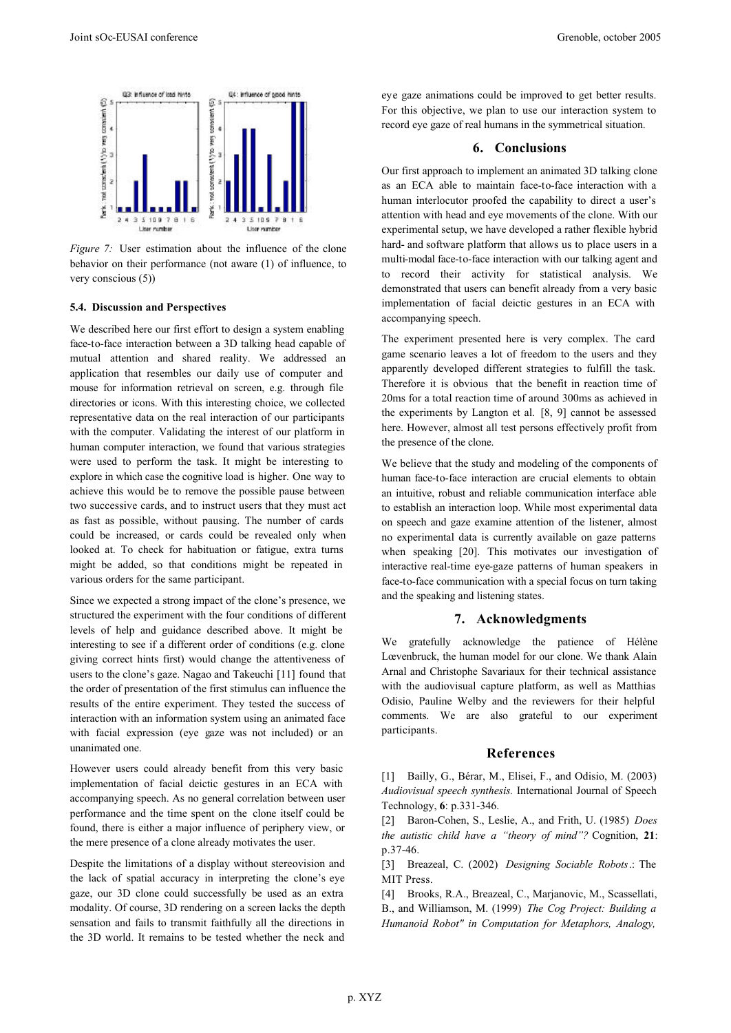Q3: influence of bad hints

Q4: influence of good hints

Rank: 'not conscient (1)' to 'very conscient (5)'

5 4 3 2 1

2 4 3 5 10 9 7 8 1 6

User number

*Figure 7:* User estimation about the influence of the clone behavior on their performance (not aware (1) of influence, to very conscious (5))

### 5.4. Discussion and Perspectives

We described here our first effort to design a system enabling face-to-face interaction between a 3D talking head capable of mutual attention and shared reality. We addressed an application that resembles our daily use of computer and mouse for information retrieval on screen, e.g. through file directories or icons. With this interesting choice, we collected representative data on the real interaction of our participants with the computer. Validating the interest of our platform in human computer interaction, we found that various strategies were used to perform the task. It might be interesting to explore in which case the cognitive load is higher. One way to achieve this would be to remove the possible pause between two successive cards, and to instruct users that they must act as fast as possible, without pausing. The number of cards could be increased, or cards could be revealed only when looked at. To check for habituation or fatigue, extra turns might be added, so that conditions might be repeated in various orders for the same participant.

Since we expected a strong impact of the clone's presence, we structured the experiment with the four conditions of different levels of help and guidance described above. It might be interesting to see if a different order of conditions (e.g. clone giving correct hints first) would change the attentiveness of users to the clone's gaze. Nagao and Takeuchi [11] found that the order of presentation of the first stimulus can influence the results of the entire experiment. They tested the success of interaction with an information system using an animated face with facial expression (eye gaze was not included) or an unanimated one.

However users could already benefit from this very basic implementation of facial deictic gestures in an ECA with accompanying speech. As no general correlation between user performance and the time spent on the clone itself could be found, there is either a major influence of periphery view, or the mere presence of a clone already motivates the user.

Despite the limitations of a display without stereovision and the lack of spatial accuracy in interpreting the clone's eye gaze, our 3D clone could successfully be used as an extra modality. Of course, 3D rendering on a screen lacks the depth sensation and fails to transmit faithfully all the directions in the 3D world. It remains to be tested whether the neck and eye gaze animations could be improved to get better results. For this objective, we plan to use our interaction system to record eye gaze of real humans in the symmetrical situation.

## 6. Conclusions

Our first approach to implement an animated 3D talking clone as an ECA able to maintain face-to-face interaction with a human interlocutor proofed the capability to direct a user's attention with head and eye movements of the clone. With our experimental setup, we have developed a rather flexible hybrid hard- and software platform that allows us to place users in a multi-modal face-to-face interaction with our talking agent and to record their activity for statistical analysis. We demonstrated that users can benefit already from a very basic implementation of facial deictic gestures in an ECA with accompanying speech.

The experiment presented here is very complex. The card game scenario leaves a lot of freedom to the users and they apparently developed different strategies to fulfill the task. Therefore it is obvious that the benefit in reaction time of 20ms for a total reaction time of around 300ms as achieved in the experiments by Langton et al. [8, 9] cannot be assessed here. However, almost all test persons effectively profit from the presence of the clone.

We believe that the study and modeling of the components of human face-to-face interaction are crucial elements to obtain an intuitive, robust and reliable communication interface able to establish an interaction loop. While most experimental data on speech and gaze examine attention of the listener, almost no experimental data is currently available on gaze patterns when speaking [20]. This motivates our investigation of interactive real-time eye-gaze patterns of human speakers in face-to-face communication with a special focus on turn taking and the speaking and listening states.

## 7. Acknowledgments

We gratefully acknowledge the patience of Hélène Lœvenbruck, the human model for our clone. We thank Alain Arnal and Christophe Savariaux for their technical assistance with the audiovisual capture platform, as well as Matthias Odisio, Pauline Welby and the reviewers for their helpful comments. We are also grateful to our experiment participants.

## References

[1] Bailly, G., Bérar, M., Elisei, F., and Odisio, M. (2003) *Audiovisual speech synthesis.* International Journal of Speech Technology, **6**: p.331-346.

[2] Baron-Cohen, S., Leslie, A., and Frith, U. (1985) *Does the autistic child have a "theory of mind"?* Cognition, **21**: p.37-46.

[3] Breazeal, C. (2002) *Designing Sociable Robots*.: The MIT Press.

[4] Brooks, R.A., Breazeal, C., Marjanovic, M., Scassellati, B., and Williamson, M. (1999) *The Cog Project: Building a Humanoid Robot" in Computation for Metaphors, Analogy,*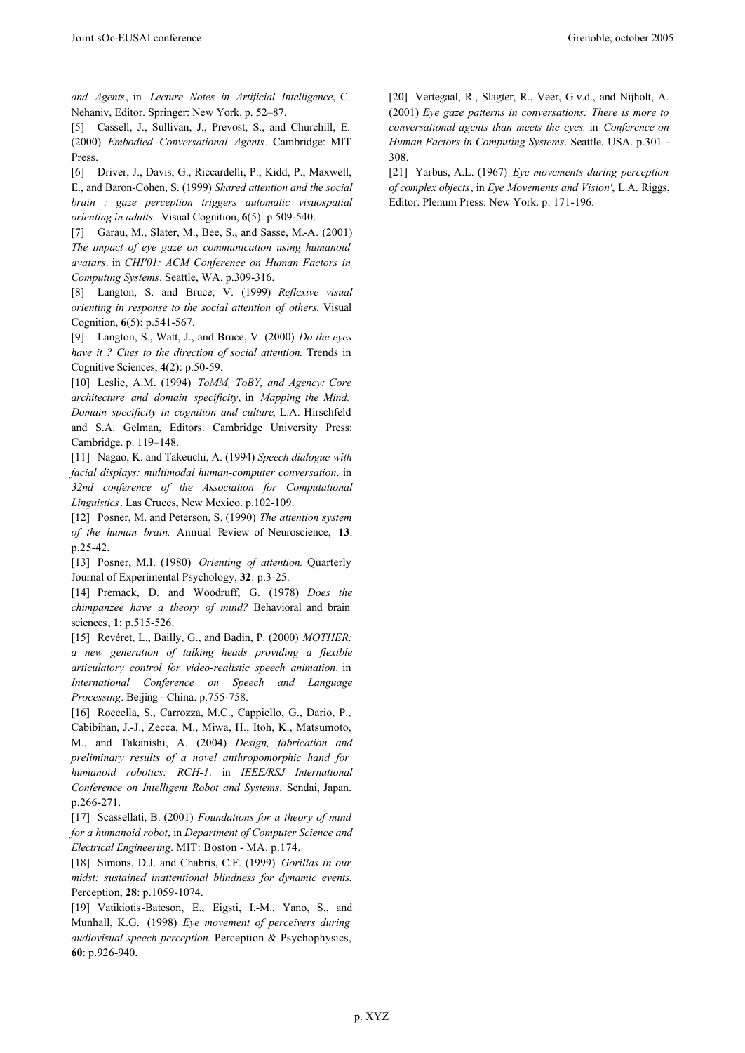*and Agents*, in *Lecture Notes in Artificial Intelligence*, C. Nehaniv, Editor. Springer: New York. p. 52–87.

[5] Cassell, J., Sullivan, J., Prevost, S., and Churchill, E. (2000) *Embodied Conversational Agents*. Cambridge: MIT Press.

[6] Driver, J., Davis, G., Riccardelli, P., Kidd, P., Maxwell, E., and Baron-Cohen, S. (1999) *Shared attention and the social brain : gaze perception triggers automatic visuospatial orienting in adults.* Visual Cognition, **6**(5): p.509-540.

[7] Garau, M., Slater, M., Bee, S., and Sasse, M.-A. (2001) *The impact of eye gaze on communication using humanoid avatars*. in *CHI'01: ACM Conference on Human Factors in Computing Systems*. Seattle, WA. p.309-316.

[8] Langton, S. and Bruce, V. (1999) *Reflexive visual orienting in response to the social attention of others.* Visual Cognition, **6**(5): p.541-567.

[9] Langton, S., Watt, J., and Bruce, V. (2000) *Do the eyes have it ? Cues to the direction of social attention.* Trends in Cognitive Sciences, **4**(2): p.50-59.

[10] Leslie, A.M. (1994) *ToMM, ToBY, and Agency: Core architecture and domain specificity*, in *Mapping the Mind: Domain specificity in cognition and culture*, L.A. Hirschfeld and S.A. Gelman, Editors. Cambridge University Press: Cambridge. p. 119–148.

[11] Nagao, K. and Takeuchi, A. (1994) *Speech dialogue with facial displays: multimodal human-computer conversation*. in *32nd conference of the Association for Computational Linguistics*. Las Cruces, New Mexico. p.102-109.

[12] Posner, M. and Peterson, S. (1990) *The attention system of the human brain.* Annual Review of Neuroscience, **13**: p.25-42.

[13] Posner, M.I. (1980) *Orienting of attention.* Quarterly Journal of Experimental Psychology, **32**: p.3-25.

[14] Premack, D. and Woodruff, G. (1978) *Does the chimpanzee have a theory of mind?* Behavioral and brain sciences, **1**: p.515-526.

[15] Revéret, L., Bailly, G., and Badin, P. (2000) *MOTHER: a new generation of talking heads providing a flexible articulatory control for video-realistic speech animation*. in *International Conference on Speech and Language Processing*. Beijing - China. p.755-758.

[16] Roccella, S., Carrozza, M.C., Cappiello, G., Dario, P., Cabibihan, J.-J., Zecca, M., Miwa, H., Itoh, K., Matsumoto, M., and Takanishi, A. (2004) *Design, fabrication and preliminary results of a novel anthropomorphic hand for humanoid robotics: RCH-1*. in *IEEE/RSJ International Conference on Intelligent Robot and Systems*. Sendai, Japan. p.266-271.

[17] Scassellati, B. (2001) *Foundations for a theory of mind for a humanoid robot*, in *Department of Computer Science and Electrical Engineering*. MIT: Boston - MA. p.174.

[18] Simons, D.J. and Chabris, C.F. (1999) *Gorillas in our midst: sustained inattentional blindness for dynamic events.* Perception, **28**: p.1059-1074.

[19] Vatikiotis-Bateson, E., Eigsti, I.-M., Yano, S., and Munhall, K.G. (1998) *Eye movement of perceivers during audiovisual speech perception.* Perception & Psychophysics, **60**: p.926-940.

[20] Vertegaal, R., Slagter, R., Veer, G.v.d., and Nijholt, A. (2001) *Eye gaze patterns in conversations: There is more to conversational agents than meets the eyes.* in *Conference on Human Factors in Computing Systems*. Seattle, USA. p.301 - 308.

[21] Yarbus, A.L. (1967) *Eye movements during perception of complex objects*, in *Eye Movements and Vision'*, L.A. Riggs, Editor. Plenum Press: New York. p. 171-196.